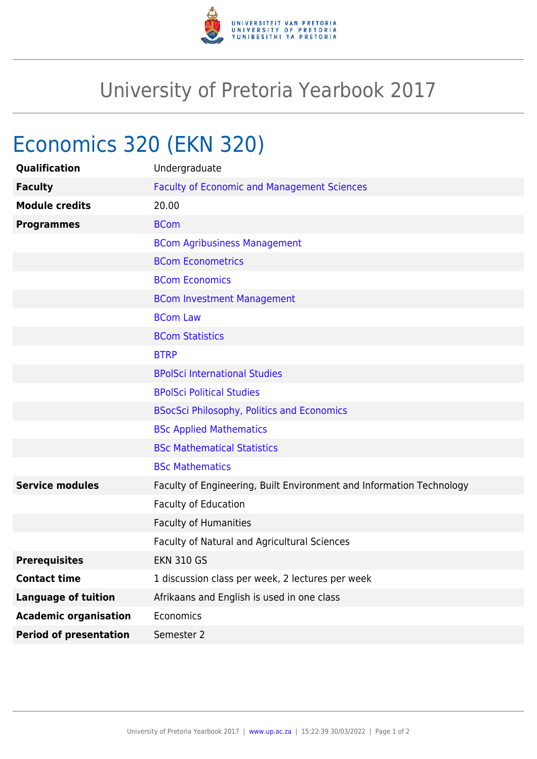# University of Pretoria Yearbook 2017

## Economics 320 (EKN 320)

| | |
|---|---|
| **Qualification** | Undergraduate |
| **Faculty** | Faculty of Economic and Management Sciences |
| **Module credits** | 20.00 |
| **Programmes** | BCom |
| | BCom Agribusiness Management |
| | BCom Econometrics |
| | BCom Economics |
| | BCom Investment Management |
| | BCom Law |
| | BCom Statistics |
| | BTRP |
| | BPolSci International Studies |
| | BPolSci Political Studies |
| | BSocSci Philosophy, Politics and Economics |
| | BSc Applied Mathematics |
| | BSc Mathematical Statistics |
| | BSc Mathematics |
| **Service modules** | Faculty of Engineering, Built Environment and Information Technology |
| | Faculty of Education |
| | Faculty of Humanities |
| | Faculty of Natural and Agricultural Sciences |
| **Prerequisites** | EKN 310 GS |
| **Contact time** | 1 discussion class per week, 2 lectures per week |
| **Language of tuition** | Afrikaans and English is used in one class |
| **Academic organisation** | Economics |
| **Period of presentation** | Semester 2 |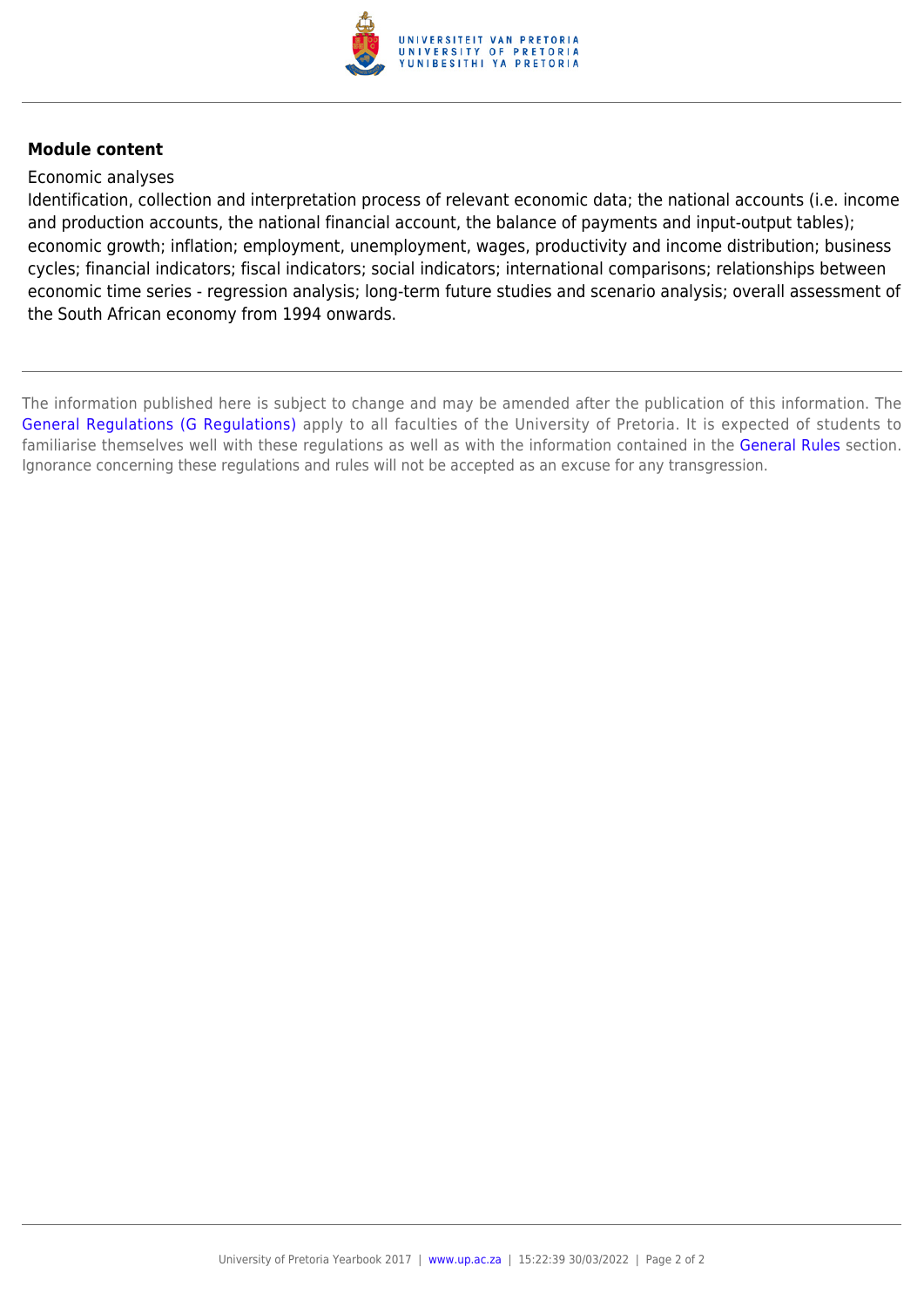**Module content**

Economic analyses

Identification, collection and interpretation process of relevant economic data; the national accounts (i.e. income and production accounts, the national financial account, the balance of payments and input-output tables); economic growth; inflation; employment, unemployment, wages, productivity and income distribution; business cycles; financial indicators; fiscal indicators; social indicators; international comparisons; relationships between economic time series - regression analysis; long-term future studies and scenario analysis; overall assessment of the South African economy from 1994 onwards.

---

The information published here is subject to change and may be amended after the publication of this information. The General Regulations (G Regulations) apply to all faculties of the University of Pretoria. It is expected of students to familiarise themselves well with these regulations as well as with the information contained in the General Rules section. Ignorance concerning these regulations and rules will not be accepted as an excuse for any transgression.